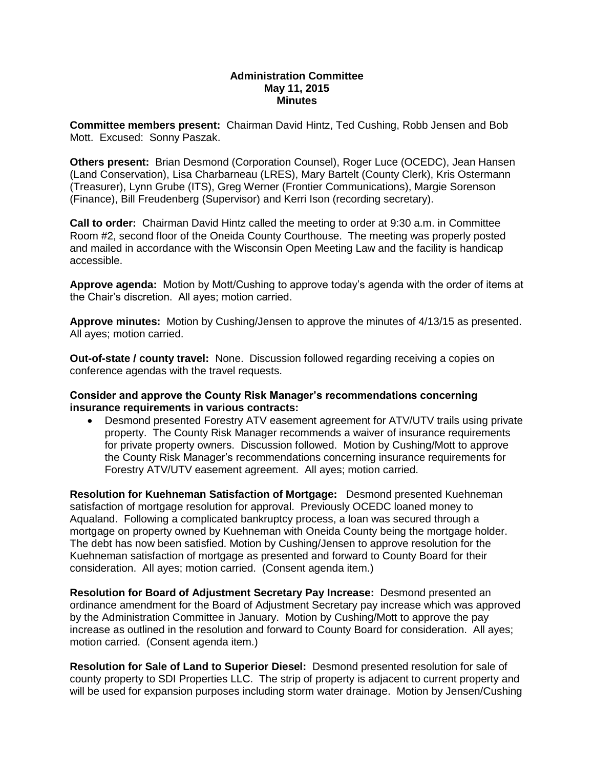**Administration Committee**
**May 11, 2015**
**Minutes**

**Committee members present:** Chairman David Hintz, Ted Cushing, Robb Jensen and Bob Mott. Excused: Sonny Paszak.

**Others present:** Brian Desmond (Corporation Counsel), Roger Luce (OCEDC), Jean Hansen (Land Conservation), Lisa Charbarneau (LRES), Mary Bartelt (County Clerk), Kris Ostermann (Treasurer), Lynn Grube (ITS), Greg Werner (Frontier Communications), Margie Sorenson (Finance), Bill Freudenberg (Supervisor) and Kerri Ison (recording secretary).

**Call to order:** Chairman David Hintz called the meeting to order at 9:30 a.m. in Committee Room #2, second floor of the Oneida County Courthouse. The meeting was properly posted and mailed in accordance with the Wisconsin Open Meeting Law and the facility is handicap accessible.

**Approve agenda:** Motion by Mott/Cushing to approve today's agenda with the order of items at the Chair's discretion. All ayes; motion carried.

**Approve minutes:** Motion by Cushing/Jensen to approve the minutes of 4/13/15 as presented. All ayes; motion carried.

**Out-of-state / county travel:** None. Discussion followed regarding receiving a copies on conference agendas with the travel requests.

**Consider and approve the County Risk Manager's recommendations concerning insurance requirements in various contracts:**

- Desmond presented Forestry ATV easement agreement for ATV/UTV trails using private property. The County Risk Manager recommends a waiver of insurance requirements for private property owners. Discussion followed. Motion by Cushing/Mott to approve the County Risk Manager's recommendations concerning insurance requirements for Forestry ATV/UTV easement agreement. All ayes; motion carried.

**Resolution for Kuehneman Satisfaction of Mortgage:** Desmond presented Kuehneman satisfaction of mortgage resolution for approval. Previously OCEDC loaned money to Aqualand. Following a complicated bankruptcy process, a loan was secured through a mortgage on property owned by Kuehneman with Oneida County being the mortgage holder. The debt has now been satisfied. Motion by Cushing/Jensen to approve resolution for the Kuehneman satisfaction of mortgage as presented and forward to County Board for their consideration. All ayes; motion carried. (Consent agenda item.)

**Resolution for Board of Adjustment Secretary Pay Increase:** Desmond presented an ordinance amendment for the Board of Adjustment Secretary pay increase which was approved by the Administration Committee in January. Motion by Cushing/Mott to approve the pay increase as outlined in the resolution and forward to County Board for consideration. All ayes; motion carried. (Consent agenda item.)

**Resolution for Sale of Land to Superior Diesel:** Desmond presented resolution for sale of county property to SDI Properties LLC. The strip of property is adjacent to current property and will be used for expansion purposes including storm water drainage. Motion by Jensen/Cushing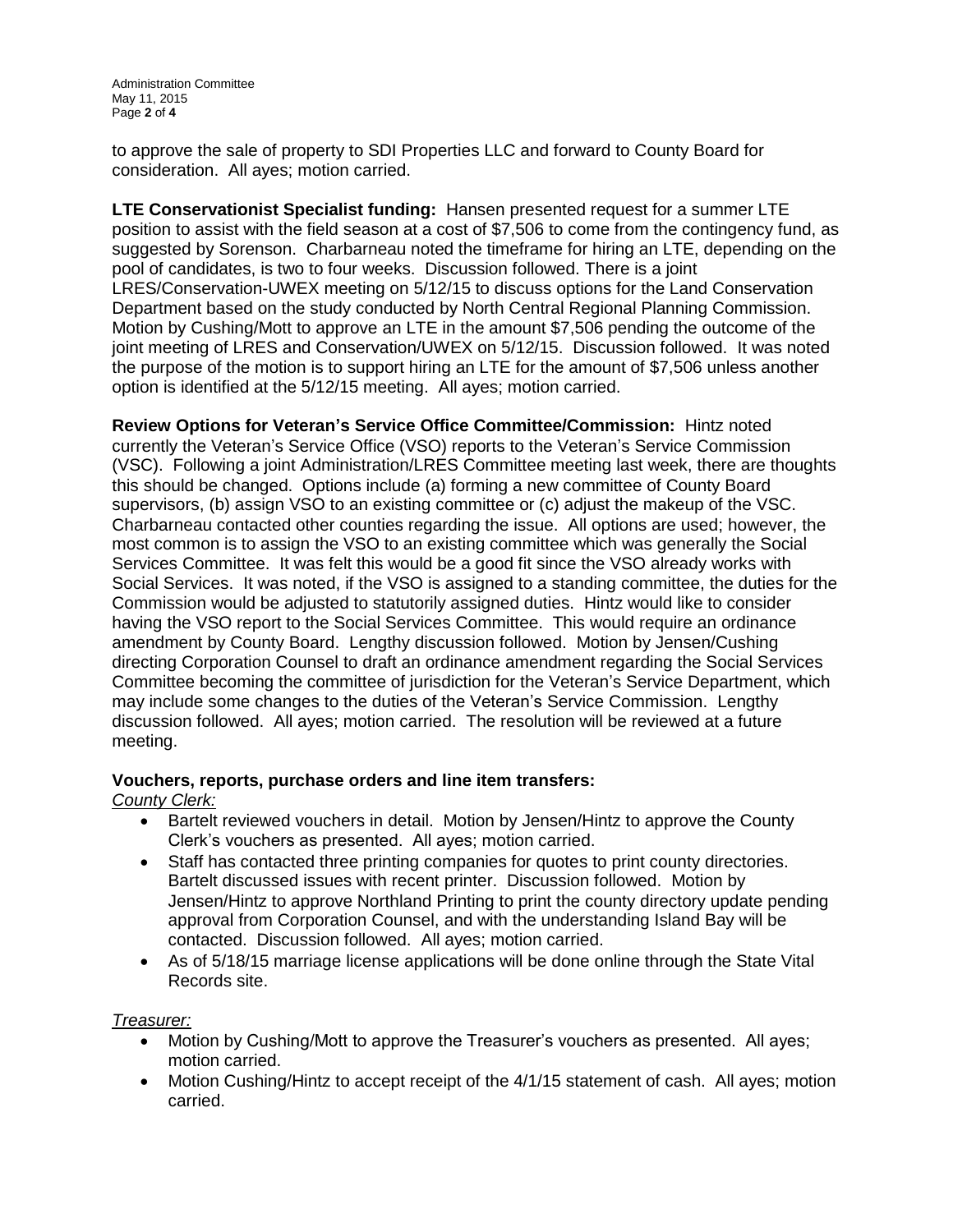to approve the sale of property to SDI Properties LLC and forward to County Board for consideration. All ayes; motion carried.

**LTE Conservationist Specialist funding:** Hansen presented request for a summer LTE position to assist with the field season at a cost of $7,506 to come from the contingency fund, as suggested by Sorenson. Charbarneau noted the timeframe for hiring an LTE, depending on the pool of candidates, is two to four weeks. Discussion followed. There is a joint LRES/Conservation-UWEX meeting on 5/12/15 to discuss options for the Land Conservation Department based on the study conducted by North Central Regional Planning Commission. Motion by Cushing/Mott to approve an LTE in the amount $7,506 pending the outcome of the joint meeting of LRES and Conservation/UWEX on 5/12/15. Discussion followed. It was noted the purpose of the motion is to support hiring an LTE for the amount of $7,506 unless another option is identified at the 5/12/15 meeting. All ayes; motion carried.

**Review Options for Veteran's Service Office Committee/Commission:** Hintz noted currently the Veteran's Service Office (VSO) reports to the Veteran's Service Commission (VSC). Following a joint Administration/LRES Committee meeting last week, there are thoughts this should be changed. Options include (a) forming a new committee of County Board supervisors, (b) assign VSO to an existing committee or (c) adjust the makeup of the VSC. Charbarneau contacted other counties regarding the issue. All options are used; however, the most common is to assign the VSO to an existing committee which was generally the Social Services Committee. It was felt this would be a good fit since the VSO already works with Social Services. It was noted, if the VSO is assigned to a standing committee, the duties for the Commission would be adjusted to statutorily assigned duties. Hintz would like to consider having the VSO report to the Social Services Committee. This would require an ordinance amendment by County Board. Lengthy discussion followed. Motion by Jensen/Cushing directing Corporation Counsel to draft an ordinance amendment regarding the Social Services Committee becoming the committee of jurisdiction for the Veteran's Service Department, which may include some changes to the duties of the Veteran's Service Commission. Lengthy discussion followed. All ayes; motion carried. The resolution will be reviewed at a future meeting.

**Vouchers, reports, purchase orders and line item transfers:**

*County Clerk:*

- Bartelt reviewed vouchers in detail. Motion by Jensen/Hintz to approve the County Clerk's vouchers as presented. All ayes; motion carried.
- Staff has contacted three printing companies for quotes to print county directories. Bartelt discussed issues with recent printer. Discussion followed. Motion by Jensen/Hintz to approve Northland Printing to print the county directory update pending approval from Corporation Counsel, and with the understanding Island Bay will be contacted. Discussion followed. All ayes; motion carried.
- As of 5/18/15 marriage license applications will be done online through the State Vital Records site.

*Treasurer:*

- Motion by Cushing/Mott to approve the Treasurer's vouchers as presented. All ayes; motion carried.
- Motion Cushing/Hintz to accept receipt of the 4/1/15 statement of cash. All ayes; motion carried.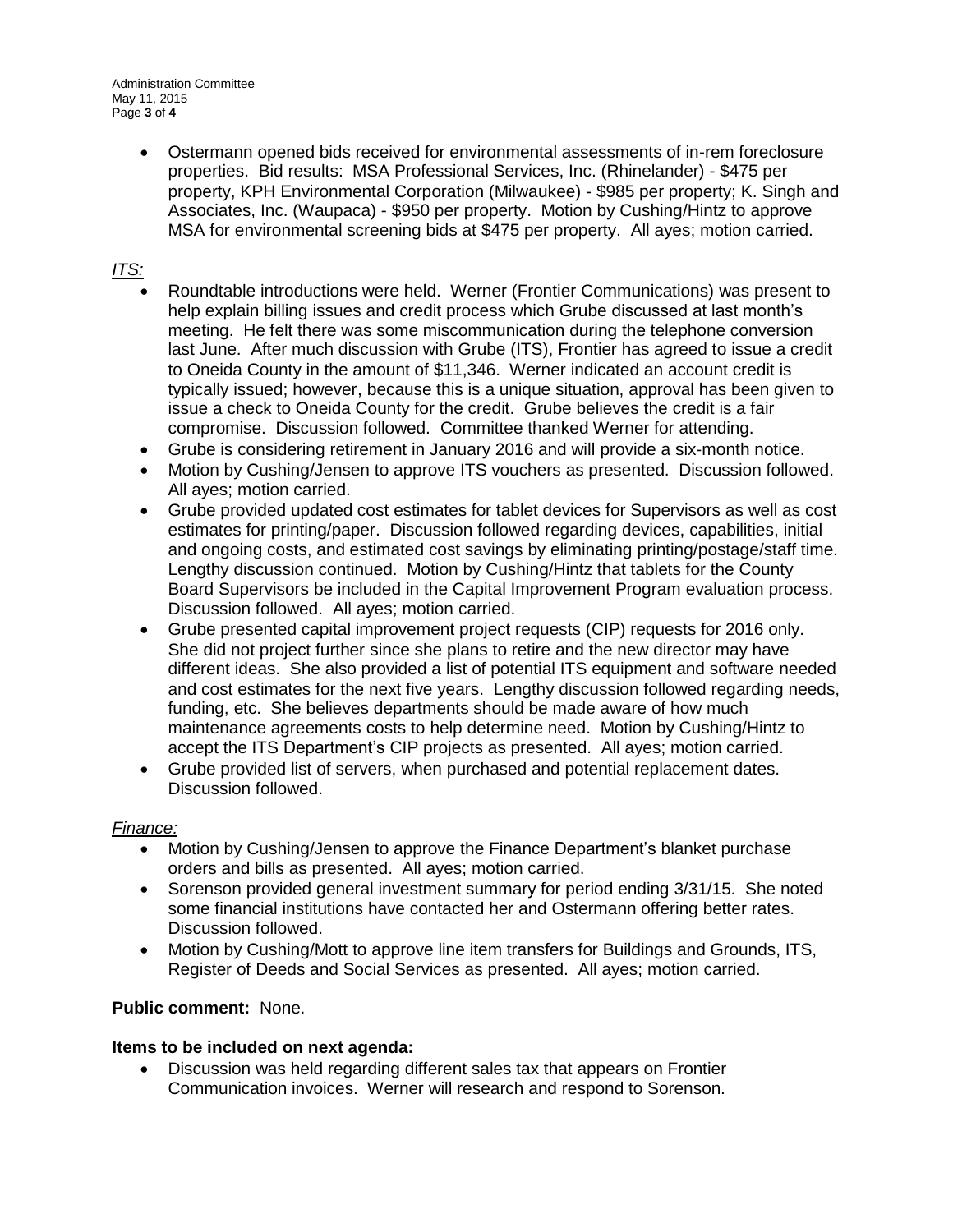- Ostermann opened bids received for environmental assessments of in-rem foreclosure properties. Bid results: MSA Professional Services, Inc. (Rhinelander) - $475 per property, KPH Environmental Corporation (Milwaukee) - $985 per property; K. Singh and Associates, Inc. (Waupaca) - $950 per property. Motion by Cushing/Hintz to approve MSA for environmental screening bids at $475 per property. All ayes; motion carried.

*ITS:*

- Roundtable introductions were held. Werner (Frontier Communications) was present to help explain billing issues and credit process which Grube discussed at last month's meeting. He felt there was some miscommunication during the telephone conversion last June. After much discussion with Grube (ITS), Frontier has agreed to issue a credit to Oneida County in the amount of $11,346. Werner indicated an account credit is typically issued; however, because this is a unique situation, approval has been given to issue a check to Oneida County for the credit. Grube believes the credit is a fair compromise. Discussion followed. Committee thanked Werner for attending.
- Grube is considering retirement in January 2016 and will provide a six-month notice.
- Motion by Cushing/Jensen to approve ITS vouchers as presented. Discussion followed. All ayes; motion carried.
- Grube provided updated cost estimates for tablet devices for Supervisors as well as cost estimates for printing/paper. Discussion followed regarding devices, capabilities, initial and ongoing costs, and estimated cost savings by eliminating printing/postage/staff time. Lengthy discussion continued. Motion by Cushing/Hintz that tablets for the County Board Supervisors be included in the Capital Improvement Program evaluation process. Discussion followed. All ayes; motion carried.
- Grube presented capital improvement project requests (CIP) requests for 2016 only. She did not project further since she plans to retire and the new director may have different ideas. She also provided a list of potential ITS equipment and software needed and cost estimates for the next five years. Lengthy discussion followed regarding needs, funding, etc. She believes departments should be made aware of how much maintenance agreements costs to help determine need. Motion by Cushing/Hintz to accept the ITS Department's CIP projects as presented. All ayes; motion carried.
- Grube provided list of servers, when purchased and potential replacement dates. Discussion followed.

*Finance:*

- Motion by Cushing/Jensen to approve the Finance Department's blanket purchase orders and bills as presented. All ayes; motion carried.
- Sorenson provided general investment summary for period ending 3/31/15. She noted some financial institutions have contacted her and Ostermann offering better rates. Discussion followed.
- Motion by Cushing/Mott to approve line item transfers for Buildings and Grounds, ITS, Register of Deeds and Social Services as presented. All ayes; motion carried.

**Public comment:** None.

**Items to be included on next agenda:**

- Discussion was held regarding different sales tax that appears on Frontier Communication invoices. Werner will research and respond to Sorenson.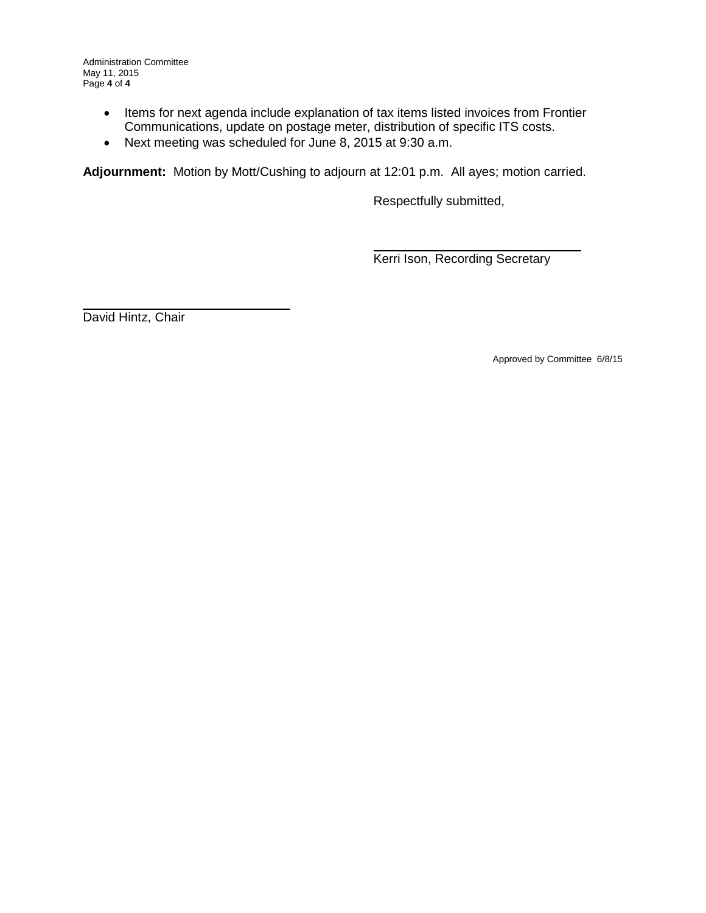- Items for next agenda include explanation of tax items listed invoices from Frontier Communications, update on postage meter, distribution of specific ITS costs.
- Next meeting was scheduled for June 8, 2015 at 9:30 a.m.

**Adjournment:** Motion by Mott/Cushing to adjourn at 12:01 p.m. All ayes; motion carried.

Respectfully submitted,

Kerri Ison, Recording Secretary

David Hintz, Chair

Approved by Committee 6/8/15